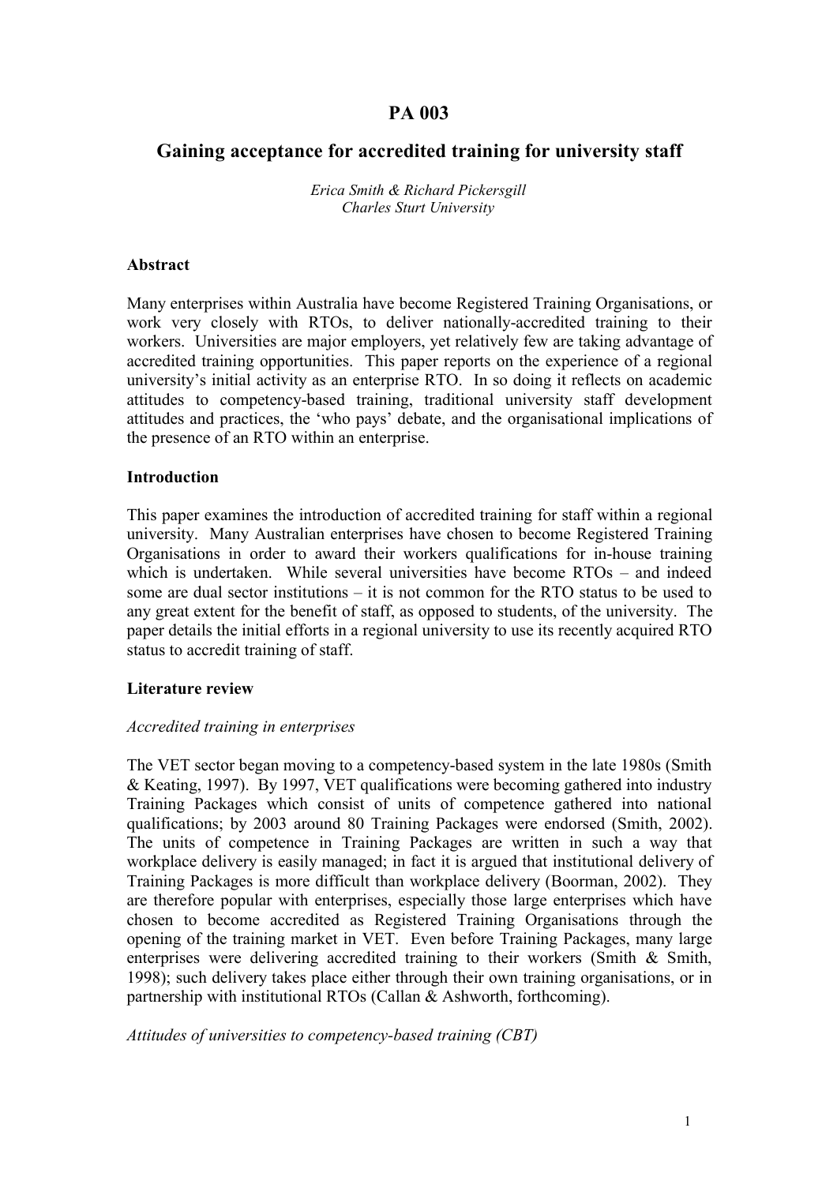# PA 003

## Gaining acceptance for accredited training for university staff

*Erica Smith & Richard Pickersgill*
*Charles Sturt University*

### Abstract

Many enterprises within Australia have become Registered Training Organisations, or work very closely with RTOs, to deliver nationally-accredited training to their workers. Universities are major employers, yet relatively few are taking advantage of accredited training opportunities. This paper reports on the experience of a regional university's initial activity as an enterprise RTO. In so doing it reflects on academic attitudes to competency-based training, traditional university staff development attitudes and practices, the 'who pays' debate, and the organisational implications of the presence of an RTO within an enterprise.

### Introduction

This paper examines the introduction of accredited training for staff within a regional university. Many Australian enterprises have chosen to become Registered Training Organisations in order to award their workers qualifications for in-house training which is undertaken. While several universities have become RTOs – and indeed some are dual sector institutions – it is not common for the RTO status to be used to any great extent for the benefit of staff, as opposed to students, of the university. The paper details the initial efforts in a regional university to use its recently acquired RTO status to accredit training of staff.

### Literature review

*Accredited training in enterprises*

The VET sector began moving to a competency-based system in the late 1980s (Smith & Keating, 1997). By 1997, VET qualifications were becoming gathered into industry Training Packages which consist of units of competence gathered into national qualifications; by 2003 around 80 Training Packages were endorsed (Smith, 2002). The units of competence in Training Packages are written in such a way that workplace delivery is easily managed; in fact it is argued that institutional delivery of Training Packages is more difficult than workplace delivery (Boorman, 2002). They are therefore popular with enterprises, especially those large enterprises which have chosen to become accredited as Registered Training Organisations through the opening of the training market in VET. Even before Training Packages, many large enterprises were delivering accredited training to their workers (Smith & Smith, 1998); such delivery takes place either through their own training organisations, or in partnership with institutional RTOs (Callan & Ashworth, forthcoming).

*Attitudes of universities to competency-based training (CBT)*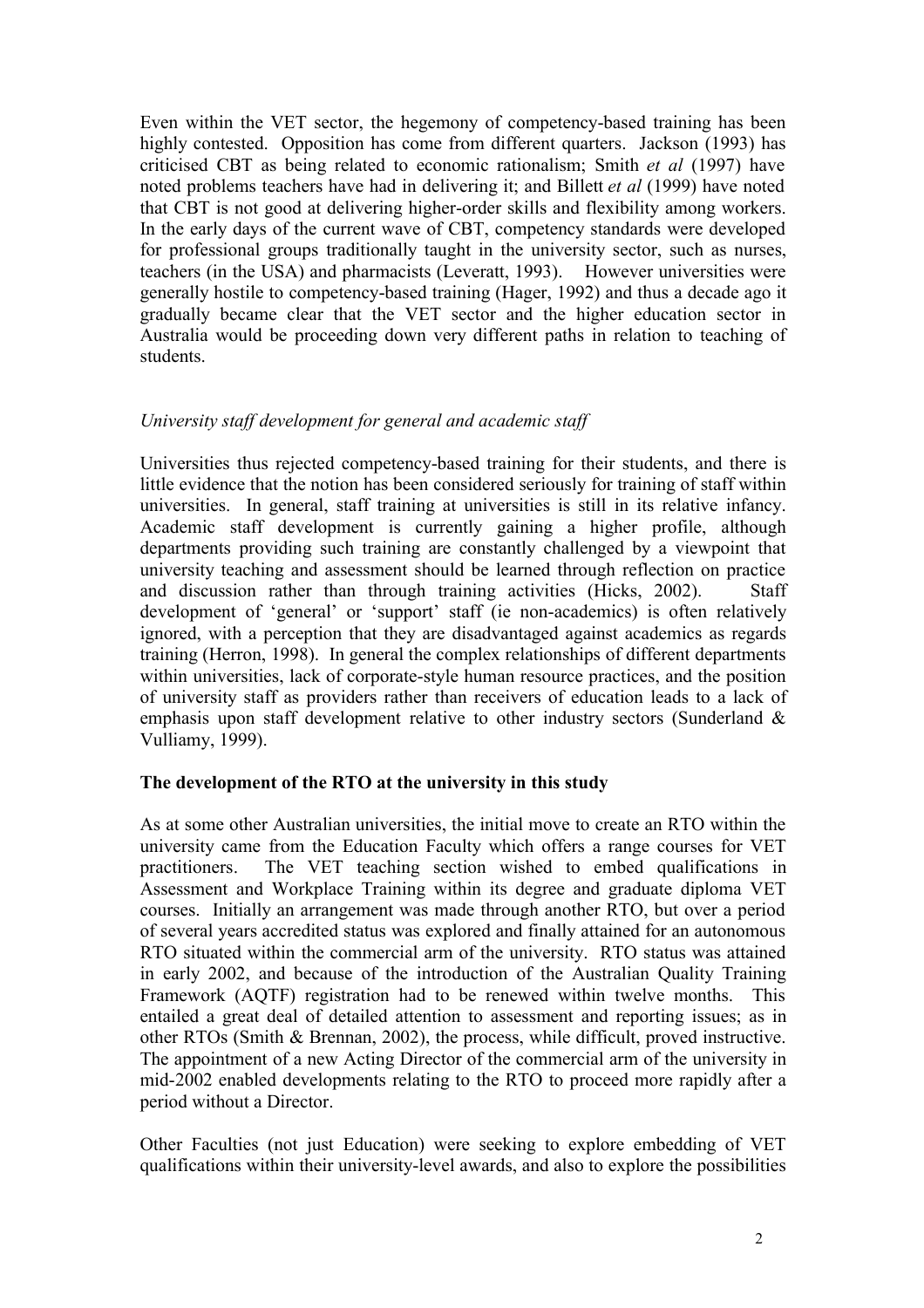Even within the VET sector, the hegemony of competency-based training has been highly contested. Opposition has come from different quarters. Jackson (1993) has criticised CBT as being related to economic rationalism; Smith *et al* (1997) have noted problems teachers have had in delivering it; and Billett *et al* (1999) have noted that CBT is not good at delivering higher-order skills and flexibility among workers. In the early days of the current wave of CBT, competency standards were developed for professional groups traditionally taught in the university sector, such as nurses, teachers (in the USA) and pharmacists (Leveratt, 1993). However universities were generally hostile to competency-based training (Hager, 1992) and thus a decade ago it gradually became clear that the VET sector and the higher education sector in Australia would be proceeding down very different paths in relation to teaching of students.

*University staff development for general and academic staff*

Universities thus rejected competency-based training for their students, and there is little evidence that the notion has been considered seriously for training of staff within universities. In general, staff training at universities is still in its relative infancy. Academic staff development is currently gaining a higher profile, although departments providing such training are constantly challenged by a viewpoint that university teaching and assessment should be learned through reflection on practice and discussion rather than through training activities (Hicks, 2002). Staff development of 'general' or 'support' staff (ie non-academics) is often relatively ignored, with a perception that they are disadvantaged against academics as regards training (Herron, 1998). In general the complex relationships of different departments within universities, lack of corporate-style human resource practices, and the position of university staff as providers rather than receivers of education leads to a lack of emphasis upon staff development relative to other industry sectors (Sunderland & Vulliamy, 1999).

**The development of the RTO at the university in this study**

As at some other Australian universities, the initial move to create an RTO within the university came from the Education Faculty which offers a range courses for VET practitioners. The VET teaching section wished to embed qualifications in Assessment and Workplace Training within its degree and graduate diploma VET courses. Initially an arrangement was made through another RTO, but over a period of several years accredited status was explored and finally attained for an autonomous RTO situated within the commercial arm of the university. RTO status was attained in early 2002, and because of the introduction of the Australian Quality Training Framework (AQTF) registration had to be renewed within twelve months. This entailed a great deal of detailed attention to assessment and reporting issues; as in other RTOs (Smith & Brennan, 2002), the process, while difficult, proved instructive. The appointment of a new Acting Director of the commercial arm of the university in mid-2002 enabled developments relating to the RTO to proceed more rapidly after a period without a Director.

Other Faculties (not just Education) were seeking to explore embedding of VET qualifications within their university-level awards, and also to explore the possibilities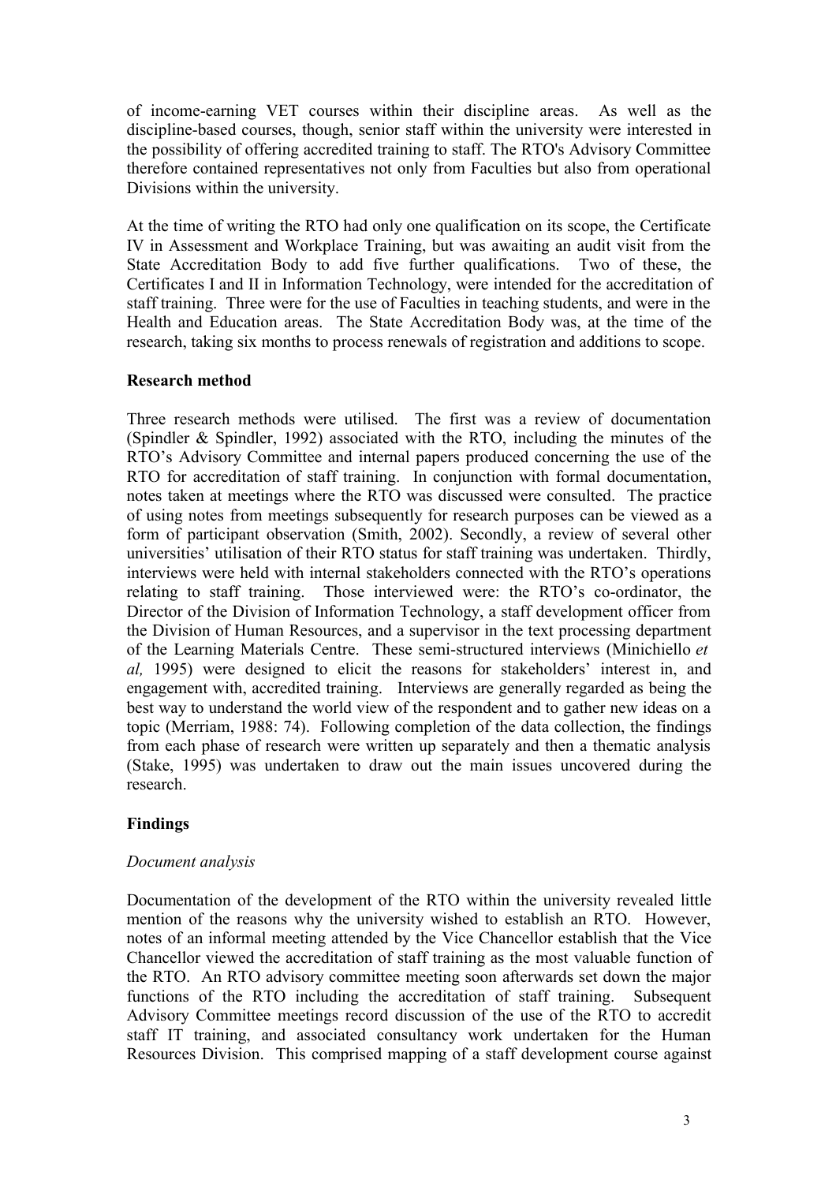of income-earning VET courses within their discipline areas. As well as the discipline-based courses, though, senior staff within the university were interested in the possibility of offering accredited training to staff. The RTO's Advisory Committee therefore contained representatives not only from Faculties but also from operational Divisions within the university.

At the time of writing the RTO had only one qualification on its scope, the Certificate IV in Assessment and Workplace Training, but was awaiting an audit visit from the State Accreditation Body to add five further qualifications. Two of these, the Certificates I and II in Information Technology, were intended for the accreditation of staff training. Three were for the use of Faculties in teaching students, and were in the Health and Education areas. The State Accreditation Body was, at the time of the research, taking six months to process renewals of registration and additions to scope.

## Research method

Three research methods were utilised. The first was a review of documentation (Spindler & Spindler, 1992) associated with the RTO, including the minutes of the RTO's Advisory Committee and internal papers produced concerning the use of the RTO for accreditation of staff training. In conjunction with formal documentation, notes taken at meetings where the RTO was discussed were consulted. The practice of using notes from meetings subsequently for research purposes can be viewed as a form of participant observation (Smith, 2002). Secondly, a review of several other universities' utilisation of their RTO status for staff training was undertaken. Thirdly, interviews were held with internal stakeholders connected with the RTO's operations relating to staff training. Those interviewed were: the RTO's co-ordinator, the Director of the Division of Information Technology, a staff development officer from the Division of Human Resources, and a supervisor in the text processing department of the Learning Materials Centre. These semi-structured interviews (Minichiello *et al,* 1995) were designed to elicit the reasons for stakeholders' interest in, and engagement with, accredited training. Interviews are generally regarded as being the best way to understand the world view of the respondent and to gather new ideas on a topic (Merriam, 1988: 74). Following completion of the data collection, the findings from each phase of research were written up separately and then a thematic analysis (Stake, 1995) was undertaken to draw out the main issues uncovered during the research.

## Findings

### *Document analysis*

Documentation of the development of the RTO within the university revealed little mention of the reasons why the university wished to establish an RTO. However, notes of an informal meeting attended by the Vice Chancellor establish that the Vice Chancellor viewed the accreditation of staff training as the most valuable function of the RTO. An RTO advisory committee meeting soon afterwards set down the major functions of the RTO including the accreditation of staff training. Subsequent Advisory Committee meetings record discussion of the use of the RTO to accredit staff IT training, and associated consultancy work undertaken for the Human Resources Division. This comprised mapping of a staff development course against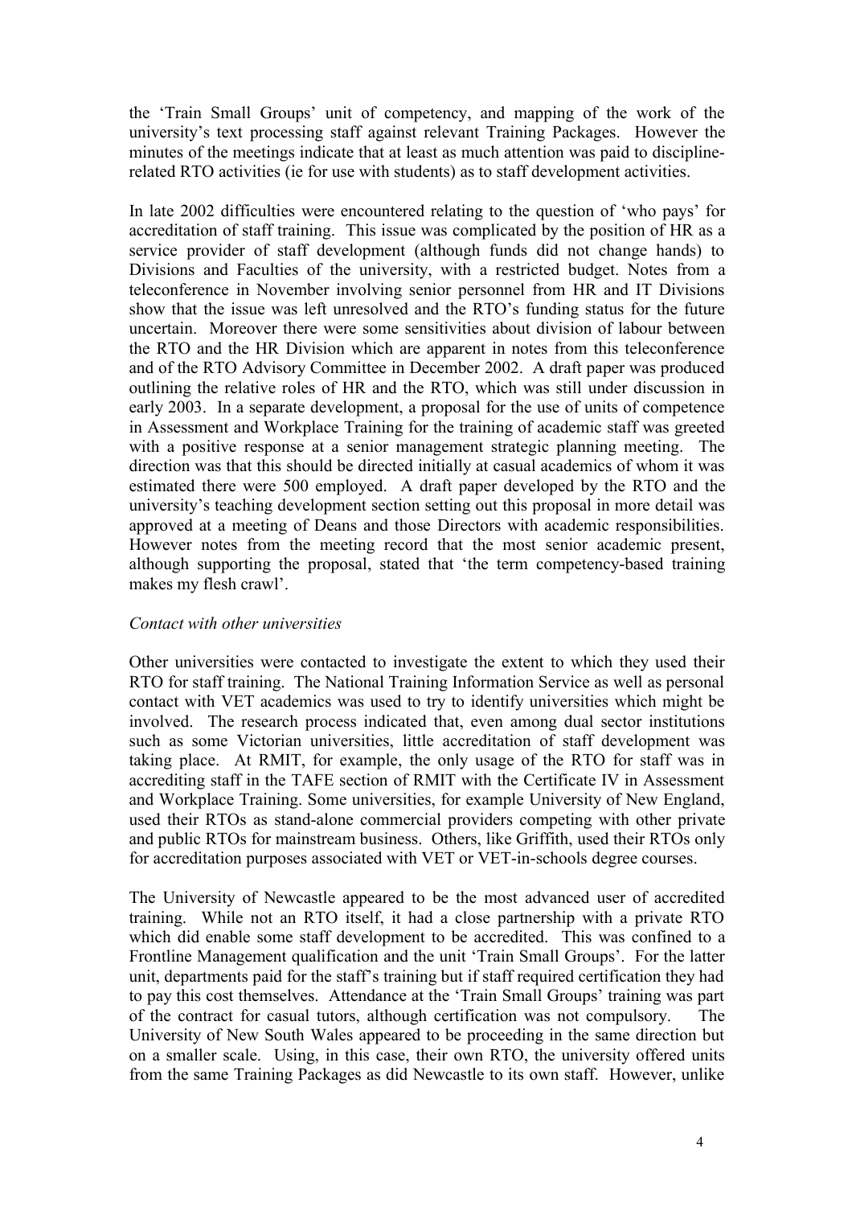the 'Train Small Groups' unit of competency, and mapping of the work of the university's text processing staff against relevant Training Packages. However the minutes of the meetings indicate that at least as much attention was paid to discipline-related RTO activities (ie for use with students) as to staff development activities.

In late 2002 difficulties were encountered relating to the question of 'who pays' for accreditation of staff training. This issue was complicated by the position of HR as a service provider of staff development (although funds did not change hands) to Divisions and Faculties of the university, with a restricted budget. Notes from a teleconference in November involving senior personnel from HR and IT Divisions show that the issue was left unresolved and the RTO's funding status for the future uncertain. Moreover there were some sensitivities about division of labour between the RTO and the HR Division which are apparent in notes from this teleconference and of the RTO Advisory Committee in December 2002. A draft paper was produced outlining the relative roles of HR and the RTO, which was still under discussion in early 2003. In a separate development, a proposal for the use of units of competence in Assessment and Workplace Training for the training of academic staff was greeted with a positive response at a senior management strategic planning meeting. The direction was that this should be directed initially at casual academics of whom it was estimated there were 500 employed. A draft paper developed by the RTO and the university's teaching development section setting out this proposal in more detail was approved at a meeting of Deans and those Directors with academic responsibilities. However notes from the meeting record that the most senior academic present, although supporting the proposal, stated that 'the term competency-based training makes my flesh crawl'.

*Contact with other universities*

Other universities were contacted to investigate the extent to which they used their RTO for staff training. The National Training Information Service as well as personal contact with VET academics was used to try to identify universities which might be involved. The research process indicated that, even among dual sector institutions such as some Victorian universities, little accreditation of staff development was taking place. At RMIT, for example, the only usage of the RTO for staff was in accrediting staff in the TAFE section of RMIT with the Certificate IV in Assessment and Workplace Training. Some universities, for example University of New England, used their RTOs as stand-alone commercial providers competing with other private and public RTOs for mainstream business. Others, like Griffith, used their RTOs only for accreditation purposes associated with VET or VET-in-schools degree courses.

The University of Newcastle appeared to be the most advanced user of accredited training. While not an RTO itself, it had a close partnership with a private RTO which did enable some staff development to be accredited. This was confined to a Frontline Management qualification and the unit 'Train Small Groups'. For the latter unit, departments paid for the staff's training but if staff required certification they had to pay this cost themselves. Attendance at the 'Train Small Groups' training was part of the contract for casual tutors, although certification was not compulsory. The University of New South Wales appeared to be proceeding in the same direction but on a smaller scale. Using, in this case, their own RTO, the university offered units from the same Training Packages as did Newcastle to its own staff. However, unlike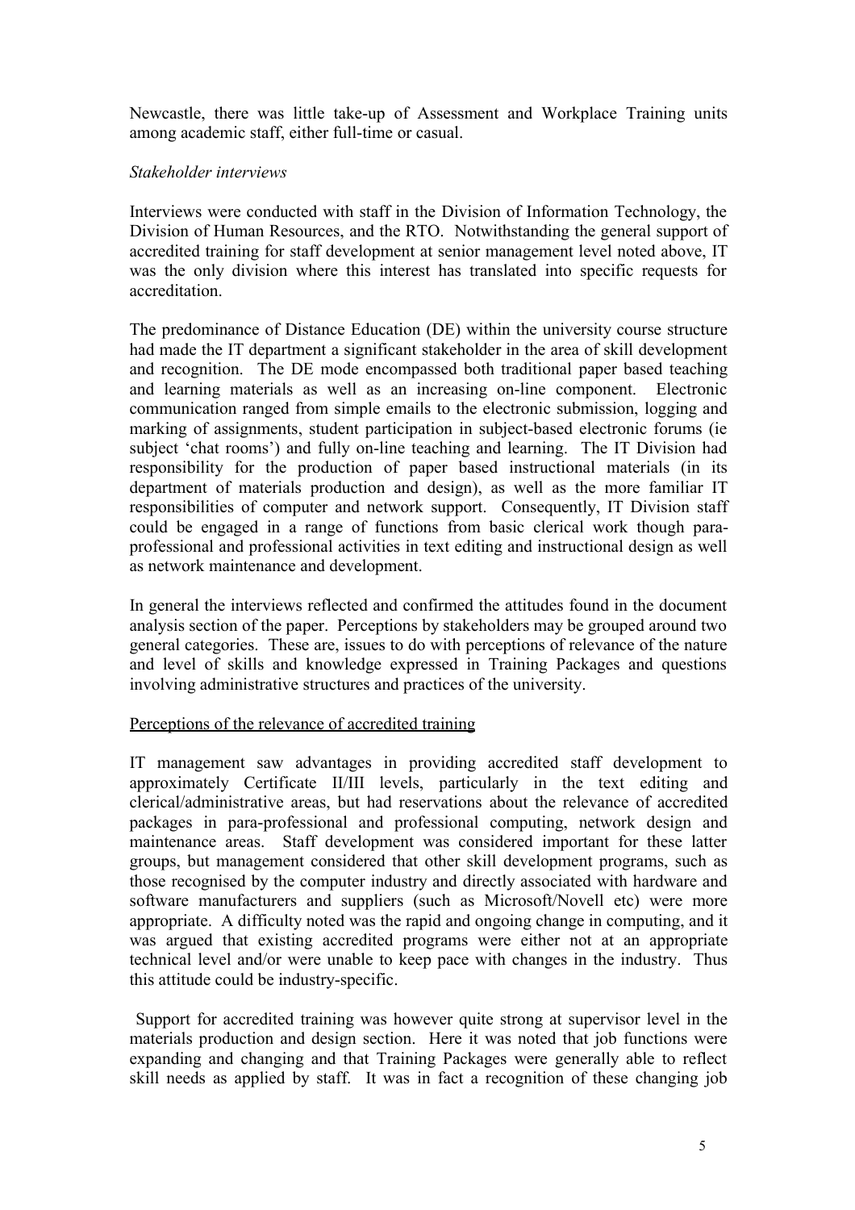Newcastle, there was little take-up of Assessment and Workplace Training units among academic staff, either full-time or casual.

*Stakeholder interviews*

Interviews were conducted with staff in the Division of Information Technology, the Division of Human Resources, and the RTO. Notwithstanding the general support of accredited training for staff development at senior management level noted above, IT was the only division where this interest has translated into specific requests for accreditation.

The predominance of Distance Education (DE) within the university course structure had made the IT department a significant stakeholder in the area of skill development and recognition. The DE mode encompassed both traditional paper based teaching and learning materials as well as an increasing on-line component. Electronic communication ranged from simple emails to the electronic submission, logging and marking of assignments, student participation in subject-based electronic forums (ie subject 'chat rooms') and fully on-line teaching and learning. The IT Division had responsibility for the production of paper based instructional materials (in its department of materials production and design), as well as the more familiar IT responsibilities of computer and network support. Consequently, IT Division staff could be engaged in a range of functions from basic clerical work though para-professional and professional activities in text editing and instructional design as well as network maintenance and development.

In general the interviews reflected and confirmed the attitudes found in the document analysis section of the paper. Perceptions by stakeholders may be grouped around two general categories. These are, issues to do with perceptions of relevance of the nature and level of skills and knowledge expressed in Training Packages and questions involving administrative structures and practices of the university.

<u>Perceptions of the relevance of accredited training</u>

IT management saw advantages in providing accredited staff development to approximately Certificate II/III levels, particularly in the text editing and clerical/administrative areas, but had reservations about the relevance of accredited packages in para-professional and professional computing, network design and maintenance areas. Staff development was considered important for these latter groups, but management considered that other skill development programs, such as those recognised by the computer industry and directly associated with hardware and software manufacturers and suppliers (such as Microsoft/Novell etc) were more appropriate. A difficulty noted was the rapid and ongoing change in computing, and it was argued that existing accredited programs were either not at an appropriate technical level and/or were unable to keep pace with changes in the industry. Thus this attitude could be industry-specific.

Support for accredited training was however quite strong at supervisor level in the materials production and design section. Here it was noted that job functions were expanding and changing and that Training Packages were generally able to reflect skill needs as applied by staff. It was in fact a recognition of these changing job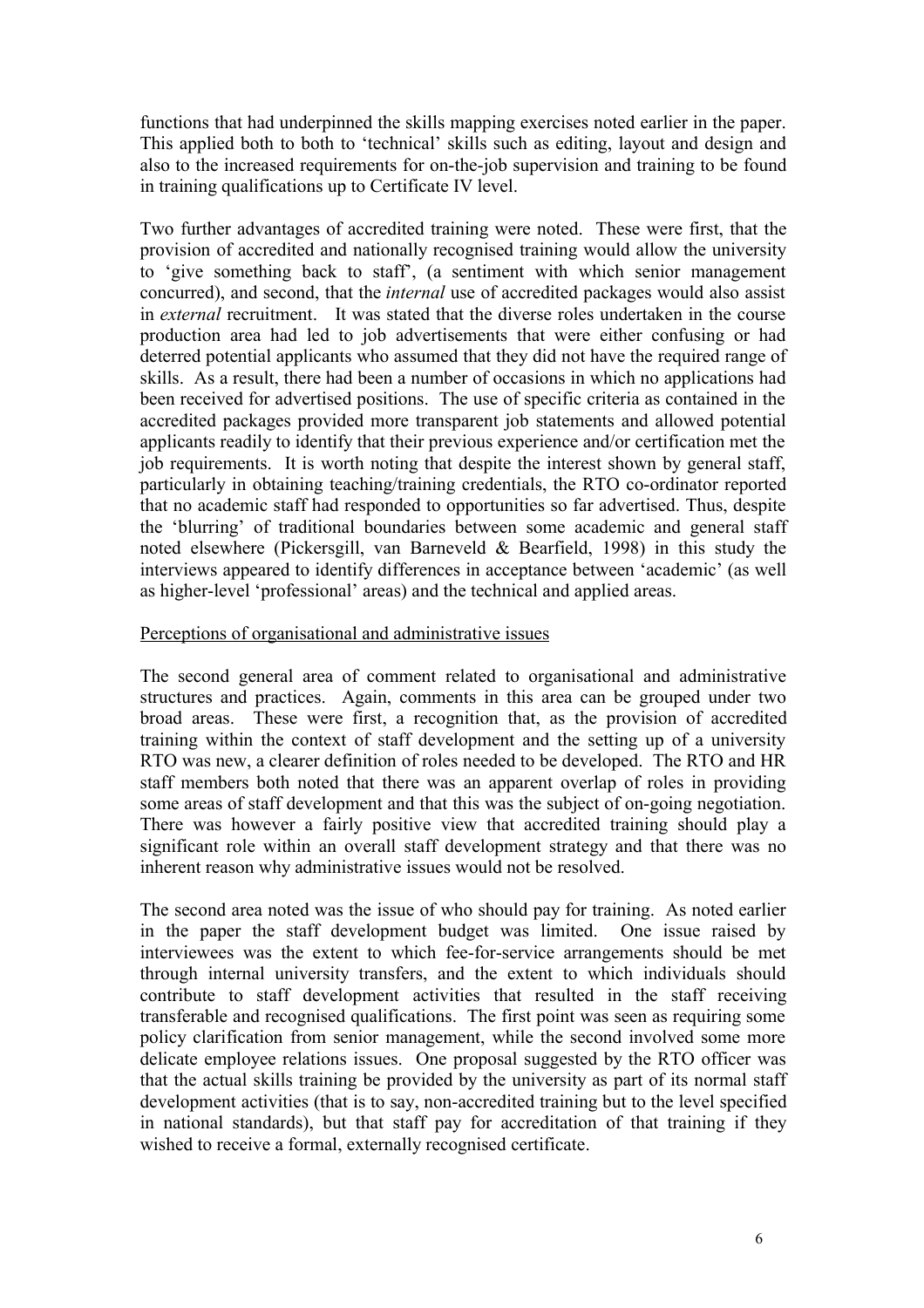functions that had underpinned the skills mapping exercises noted earlier in the paper. This applied both to both to 'technical' skills such as editing, layout and design and also to the increased requirements for on-the-job supervision and training to be found in training qualifications up to Certificate IV level.

Two further advantages of accredited training were noted. These were first, that the provision of accredited and nationally recognised training would allow the university to 'give something back to staff', (a sentiment with which senior management concurred), and second, that the *internal* use of accredited packages would also assist in *external* recruitment. It was stated that the diverse roles undertaken in the course production area had led to job advertisements that were either confusing or had deterred potential applicants who assumed that they did not have the required range of skills. As a result, there had been a number of occasions in which no applications had been received for advertised positions. The use of specific criteria as contained in the accredited packages provided more transparent job statements and allowed potential applicants readily to identify that their previous experience and/or certification met the job requirements. It is worth noting that despite the interest shown by general staff, particularly in obtaining teaching/training credentials, the RTO co-ordinator reported that no academic staff had responded to opportunities so far advertised. Thus, despite the 'blurring' of traditional boundaries between some academic and general staff noted elsewhere (Pickersgill, van Barneveld & Bearfield, 1998) in this study the interviews appeared to identify differences in acceptance between 'academic' (as well as higher-level 'professional' areas) and the technical and applied areas.

<u>Perceptions of organisational and administrative issues</u>

The second general area of comment related to organisational and administrative structures and practices. Again, comments in this area can be grouped under two broad areas. These were first, a recognition that, as the provision of accredited training within the context of staff development and the setting up of a university RTO was new, a clearer definition of roles needed to be developed. The RTO and HR staff members both noted that there was an apparent overlap of roles in providing some areas of staff development and that this was the subject of on-going negotiation. There was however a fairly positive view that accredited training should play a significant role within an overall staff development strategy and that there was no inherent reason why administrative issues would not be resolved.

The second area noted was the issue of who should pay for training. As noted earlier in the paper the staff development budget was limited. One issue raised by interviewees was the extent to which fee-for-service arrangements should be met through internal university transfers, and the extent to which individuals should contribute to staff development activities that resulted in the staff receiving transferable and recognised qualifications. The first point was seen as requiring some policy clarification from senior management, while the second involved some more delicate employee relations issues. One proposal suggested by the RTO officer was that the actual skills training be provided by the university as part of its normal staff development activities (that is to say, non-accredited training but to the level specified in national standards), but that staff pay for accreditation of that training if they wished to receive a formal, externally recognised certificate.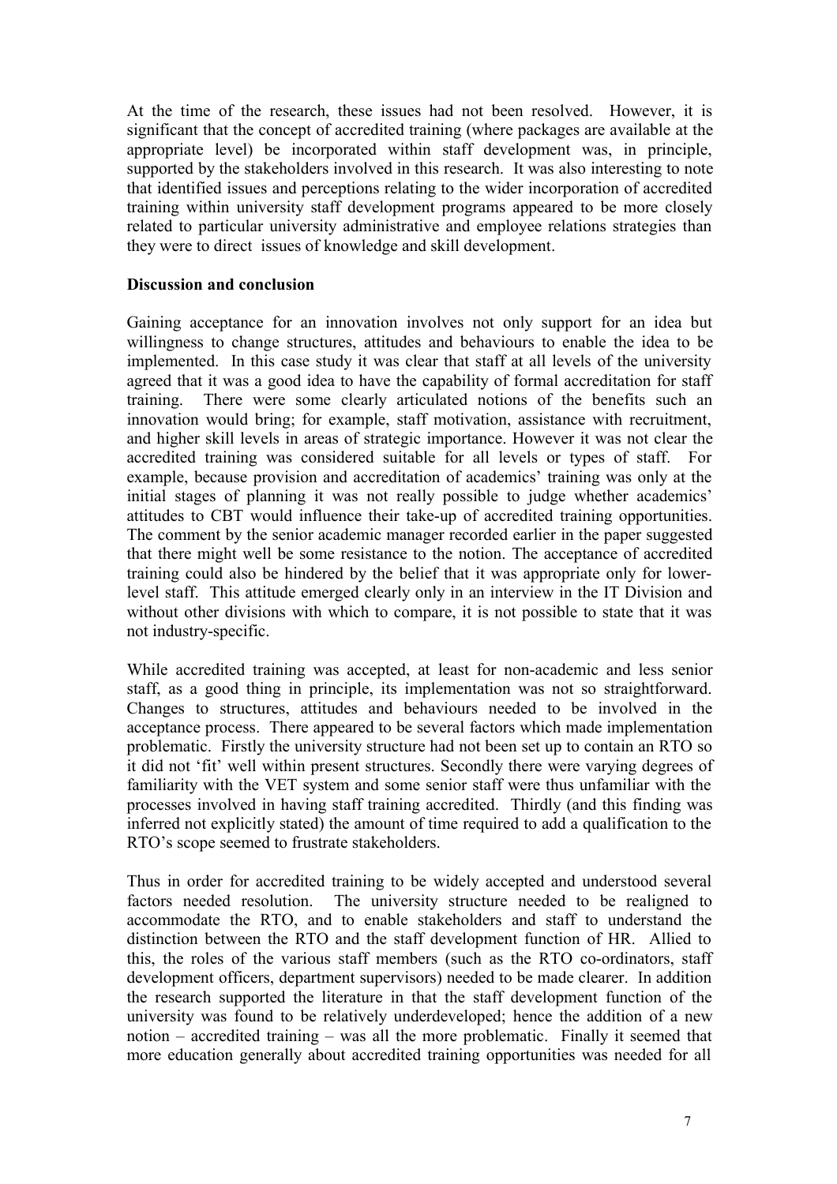At the time of the research, these issues had not been resolved. However, it is significant that the concept of accredited training (where packages are available at the appropriate level) be incorporated within staff development was, in principle, supported by the stakeholders involved in this research. It was also interesting to note that identified issues and perceptions relating to the wider incorporation of accredited training within university staff development programs appeared to be more closely related to particular university administrative and employee relations strategies than they were to direct issues of knowledge and skill development.

**Discussion and conclusion**

Gaining acceptance for an innovation involves not only support for an idea but willingness to change structures, attitudes and behaviours to enable the idea to be implemented. In this case study it was clear that staff at all levels of the university agreed that it was a good idea to have the capability of formal accreditation for staff training. There were some clearly articulated notions of the benefits such an innovation would bring; for example, staff motivation, assistance with recruitment, and higher skill levels in areas of strategic importance. However it was not clear the accredited training was considered suitable for all levels or types of staff. For example, because provision and accreditation of academics' training was only at the initial stages of planning it was not really possible to judge whether academics' attitudes to CBT would influence their take-up of accredited training opportunities. The comment by the senior academic manager recorded earlier in the paper suggested that there might well be some resistance to the notion. The acceptance of accredited training could also be hindered by the belief that it was appropriate only for lower-level staff. This attitude emerged clearly only in an interview in the IT Division and without other divisions with which to compare, it is not possible to state that it was not industry-specific.

While accredited training was accepted, at least for non-academic and less senior staff, as a good thing in principle, its implementation was not so straightforward. Changes to structures, attitudes and behaviours needed to be involved in the acceptance process. There appeared to be several factors which made implementation problematic. Firstly the university structure had not been set up to contain an RTO so it did not 'fit' well within present structures. Secondly there were varying degrees of familiarity with the VET system and some senior staff were thus unfamiliar with the processes involved in having staff training accredited. Thirdly (and this finding was inferred not explicitly stated) the amount of time required to add a qualification to the RTO's scope seemed to frustrate stakeholders.

Thus in order for accredited training to be widely accepted and understood several factors needed resolution. The university structure needed to be realigned to accommodate the RTO, and to enable stakeholders and staff to understand the distinction between the RTO and the staff development function of HR. Allied to this, the roles of the various staff members (such as the RTO co-ordinators, staff development officers, department supervisors) needed to be made clearer. In addition the research supported the literature in that the staff development function of the university was found to be relatively underdeveloped; hence the addition of a new notion – accredited training – was all the more problematic. Finally it seemed that more education generally about accredited training opportunities was needed for all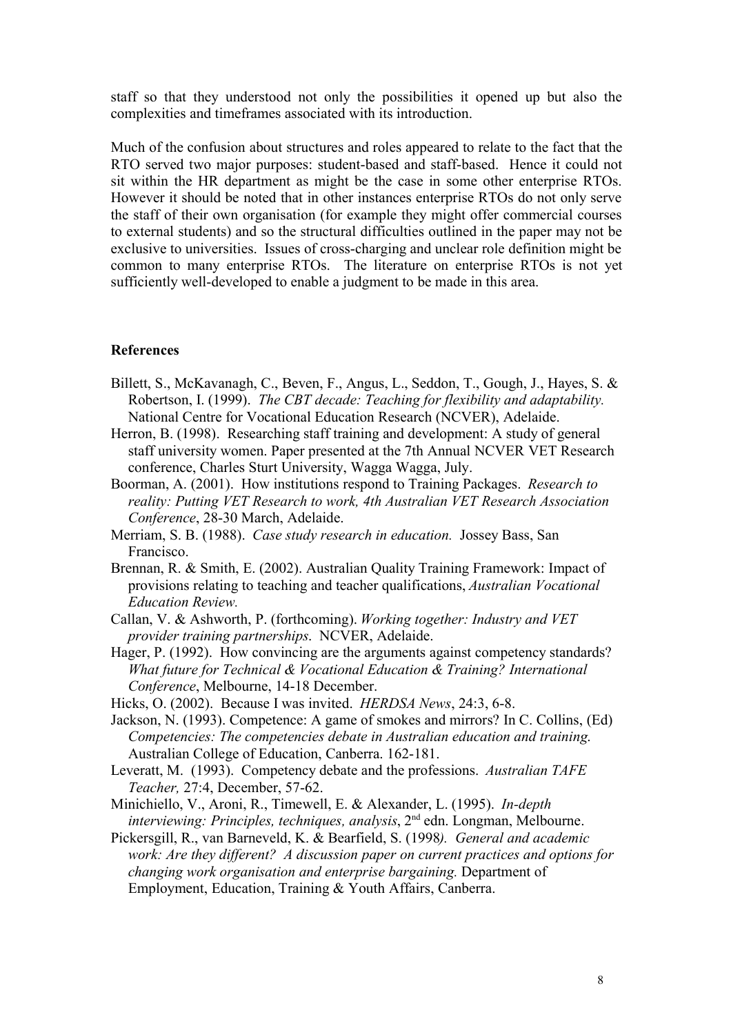staff so that they understood not only the possibilities it opened up but also the complexities and timeframes associated with its introduction.

Much of the confusion about structures and roles appeared to relate to the fact that the RTO served two major purposes: student-based and staff-based. Hence it could not sit within the HR department as might be the case in some other enterprise RTOs. However it should be noted that in other instances enterprise RTOs do not only serve the staff of their own organisation (for example they might offer commercial courses to external students) and so the structural difficulties outlined in the paper may not be exclusive to universities. Issues of cross-charging and unclear role definition might be common to many enterprise RTOs. The literature on enterprise RTOs is not yet sufficiently well-developed to enable a judgment to be made in this area.

## References

Billett, S., McKavanagh, C., Beven, F., Angus, L., Seddon, T., Gough, J., Hayes, S. & Robertson, I. (1999). *The CBT decade: Teaching for flexibility and adaptability.* National Centre for Vocational Education Research (NCVER), Adelaide.

Herron, B. (1998). Researching staff training and development: A study of general staff university women. Paper presented at the 7th Annual NCVER VET Research conference, Charles Sturt University, Wagga Wagga, July.

Boorman, A. (2001). How institutions respond to Training Packages. *Research to reality: Putting VET Research to work, 4th Australian VET Research Association Conference*, 28-30 March, Adelaide.

Merriam, S. B. (1988). *Case study research in education.* Jossey Bass, San Francisco.

Brennan, R. & Smith, E. (2002). Australian Quality Training Framework: Impact of provisions relating to teaching and teacher qualifications, *Australian Vocational Education Review.*

Callan, V. & Ashworth, P. (forthcoming). *Working together: Industry and VET provider training partnerships*. NCVER, Adelaide.

Hager, P. (1992). How convincing are the arguments against competency standards? *What future for Technical & Vocational Education & Training? International Conference*, Melbourne, 14-18 December.

Hicks, O. (2002). Because I was invited. *HERDSA News*, 24:3, 6-8.

Jackson, N. (1993). Competence: A game of smokes and mirrors? In C. Collins, (Ed) *Competencies: The competencies debate in Australian education and training.* Australian College of Education, Canberra. 162-181.

Leveratt, M. (1993). Competency debate and the professions. *Australian TAFE Teacher,* 27:4, December, 57-62.

Minichiello, V., Aroni, R., Timewell, E. & Alexander, L. (1995). *In-depth interviewing: Principles, techniques, analysis*, 2nd edn. Longman, Melbourne.

Pickersgill, R., van Barneveld, K. & Bearfield, S. (1998). *General and academic work: Are they different? A discussion paper on current practices and options for changing work organisation and enterprise bargaining.* Department of Employment, Education, Training & Youth Affairs, Canberra.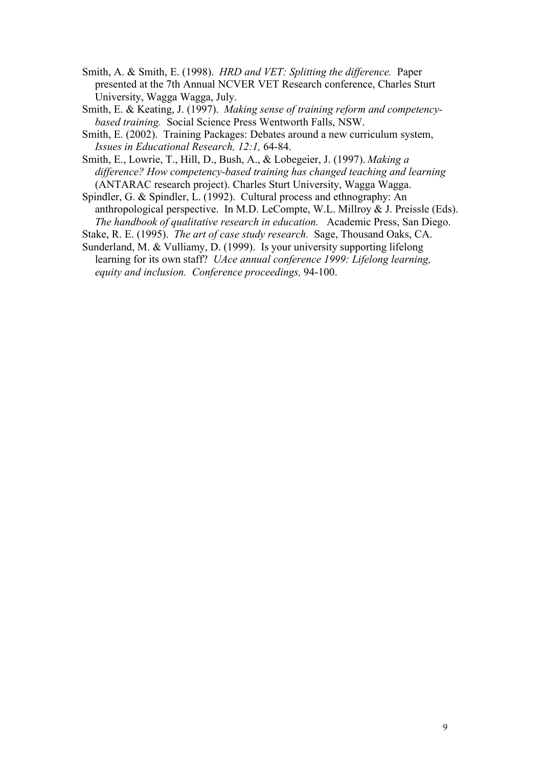Smith, A. & Smith, E. (1998). *HRD and VET: Splitting the difference.* Paper presented at the 7th Annual NCVER VET Research conference, Charles Sturt University, Wagga Wagga, July.

Smith, E. & Keating, J. (1997). *Making sense of training reform and competency-based training.* Social Science Press Wentworth Falls, NSW.

Smith, E. (2002). Training Packages: Debates around a new curriculum system, *Issues in Educational Research, 12:1,* 64-84.

Smith, E., Lowrie, T., Hill, D., Bush, A., & Lobegeier, J. (1997). *Making a difference? How competency-based training has changed teaching and learning* (ANTARAC research project). Charles Sturt University, Wagga Wagga.

Spindler, G. & Spindler, L. (1992). Cultural process and ethnography: An anthropological perspective. In M.D. LeCompte, W.L. Millroy & J. Preissle (Eds). *The handbook of qualitative research in education.* Academic Press, San Diego.

Stake, R. E. (1995). *The art of case study research.* Sage, Thousand Oaks, CA.

Sunderland, M. & Vulliamy, D. (1999). Is your university supporting lifelong learning for its own staff? *UAce annual conference 1999: Lifelong learning, equity and inclusion. Conference proceedings,* 94-100.